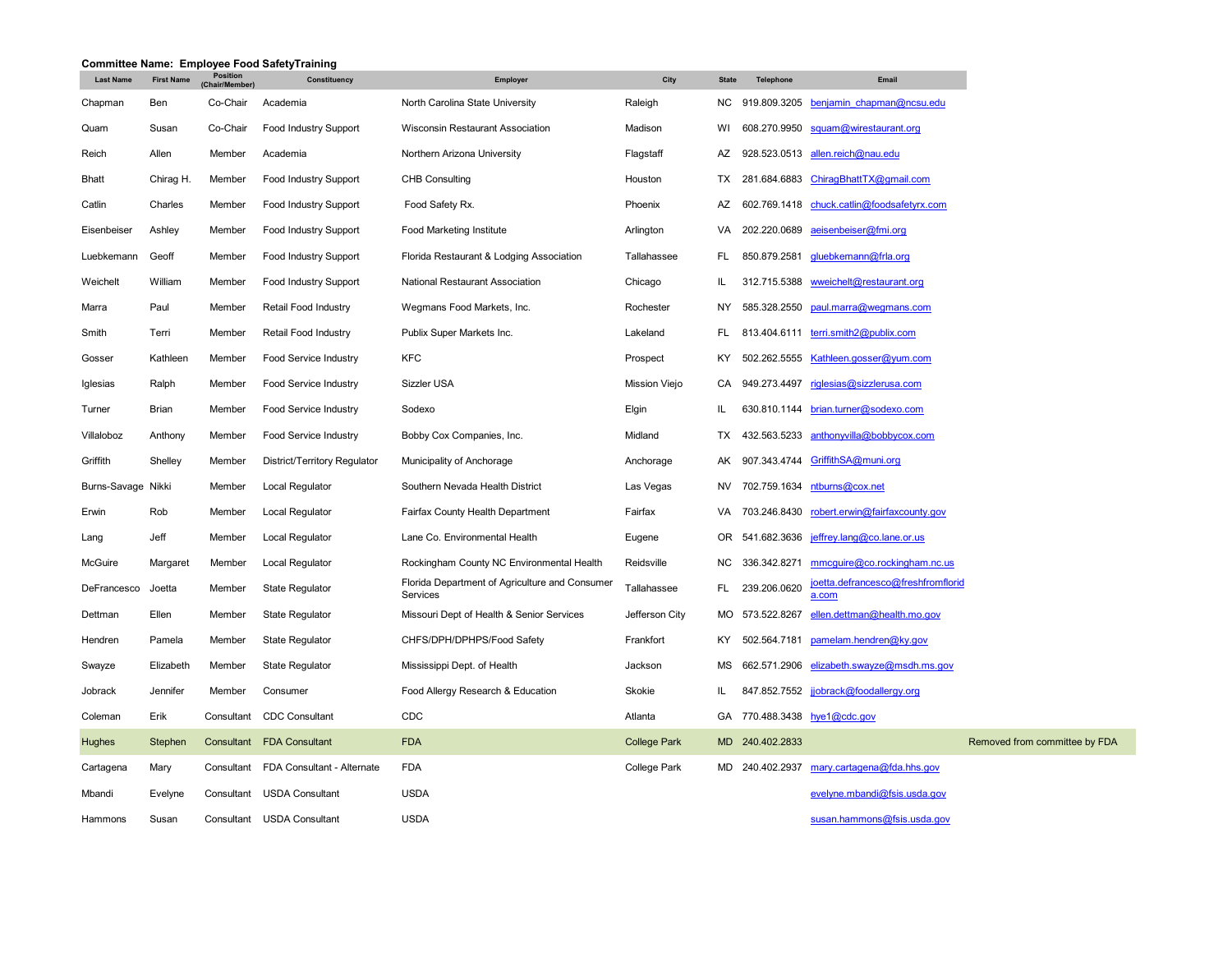**Committee Name: Employee Food SafetyTraining**

| Last Name | First Name | Position (Chair/Member) | Constituency | Employer | City | State | Telephone | Email | |
|---|---|---|---|---|---|---|---|---|---|
| Chapman | Ben | Co-Chair | Academia | North Carolina State University | Raleigh | NC | 919.809.3205 | benjamin_chapman@ncsu.edu | |
| Quam | Susan | Co-Chair | Food Industry Support | Wisconsin Restaurant Association | Madison | WI | 608.270.9950 | squam@wirestaurant.org | |
| Reich | Allen | Member | Academia | Northern Arizona University | Flagstaff | AZ | 928.523.0513 | allen.reich@nau.edu | |
| Bhatt | Chirag H. | Member | Food Industry Support | CHB Consulting | Houston | TX | 281.684.6883 | ChiragBhattTX@gmail.com | |
| Catlin | Charles | Member | Food Industry Support | Food Safety Rx. | Phoenix | AZ | 602.769.1418 | chuck.catlin@foodsafetyrx.com | |
| Eisenbeiser | Ashley | Member | Food Industry Support | Food Marketing Institute | Arlington | VA | 202.220.0689 | aeisenbeiser@fmi.org | |
| Luebkemann | Geoff | Member | Food Industry Support | Florida Restaurant & Lodging Association | Tallahassee | FL | 850.879.2581 | gluebkemann@frla.org | |
| Weichelt | William | Member | Food Industry Support | National Restaurant Association | Chicago | IL | 312.715.5388 | wweichelt@restaurant.org | |
| Marra | Paul | Member | Retail Food Industry | Wegmans Food Markets, Inc. | Rochester | NY | 585.328.2550 | paul.marra@wegmans.com | |
| Smith | Terri | Member | Retail Food Industry | Publix Super Markets Inc. | Lakeland | FL | 813.404.6111 | terri.smith2@publix.com | |
| Gosser | Kathleen | Member | Food Service Industry | KFC | Prospect | KY | 502.262.5555 | Kathleen.gosser@yum.com | |
| Iglesias | Ralph | Member | Food Service Industry | Sizzler USA | Mission Viejo | CA | 949.273.4497 | riglesias@sizzlerusa.com | |
| Turner | Brian | Member | Food Service Industry | Sodexo | Elgin | IL | 630.810.1144 | brian.turner@sodexo.com | |
| Villaloboz | Anthony | Member | Food Service Industry | Bobby Cox Companies, Inc. | Midland | TX | 432.563.5233 | anthonyvilla@bobbycox.com | |
| Griffith | Shelley | Member | District/Territory Regulator | Municipality of Anchorage | Anchorage | AK | 907.343.4744 | GriffithSA@muni.org | |
| Burns-Savage | Nikki | Member | Local Regulator | Southern Nevada Health District | Las Vegas | NV | 702.759.1634 | ntburns@cox.net | |
| Erwin | Rob | Member | Local Regulator | Fairfax County Health Department | Fairfax | VA | 703.246.8430 | robert.erwin@fairfaxcounty.gov | |
| Lang | Jeff | Member | Local Regulator | Lane Co. Environmental Health | Eugene | OR | 541.682.3636 | jeffrey.lang@co.lane.or.us | |
| McGuire | Margaret | Member | Local Regulator | Rockingham County NC Environmental Health | Reidsville | NC | 336.342.8271 | mmcguire@co.rockingham.nc.us | |
| DeFrancesco | Joetta | Member | State Regulator | Florida Department of Agriculture and Consumer Services | Tallahassee | FL | 239.206.0620 | joetta.defrancesco@freshfromflorida.com | |
| Dettman | Ellen | Member | State Regulator | Missouri Dept of Health & Senior Services | Jefferson City | MO | 573.522.8267 | ellen.dettman@health.mo.gov | |
| Hendren | Pamela | Member | State Regulator | CHFS/DPH/DPHPS/Food Safety | Frankfort | KY | 502.564.7181 | pamelam.hendren@ky.gov | |
| Swayze | Elizabeth | Member | State Regulator | Mississippi Dept. of Health | Jackson | MS | 662.571.2906 | elizabeth.swayze@msdh.ms.gov | |
| Jobrack | Jennifer | Member | Consumer | Food Allergy Research & Education | Skokie | IL | 847.852.7552 | jjobrack@foodallergy.org | |
| Coleman | Erik | Consultant | CDC Consultant | CDC | Atlanta | GA | 770.488.3438 | hye1@cdc.gov | |
| Hughes | Stephen | Consultant | FDA Consultant | FDA | College Park | MD | 240.402.2833 | | Removed from committee by FDA |
| Cartagena | Mary | Consultant | FDA Consultant - Alternate | FDA | College Park | MD | 240.402.2937 | mary.cartagena@fda.hhs.gov | |
| Mbandi | Evelyne | Consultant | USDA Consultant | USDA | | | | evelyne.mbandi@fsis.usda.gov | |
| Hammons | Susan | Consultant | USDA Consultant | USDA | | | | susan.hammons@fsis.usda.gov | |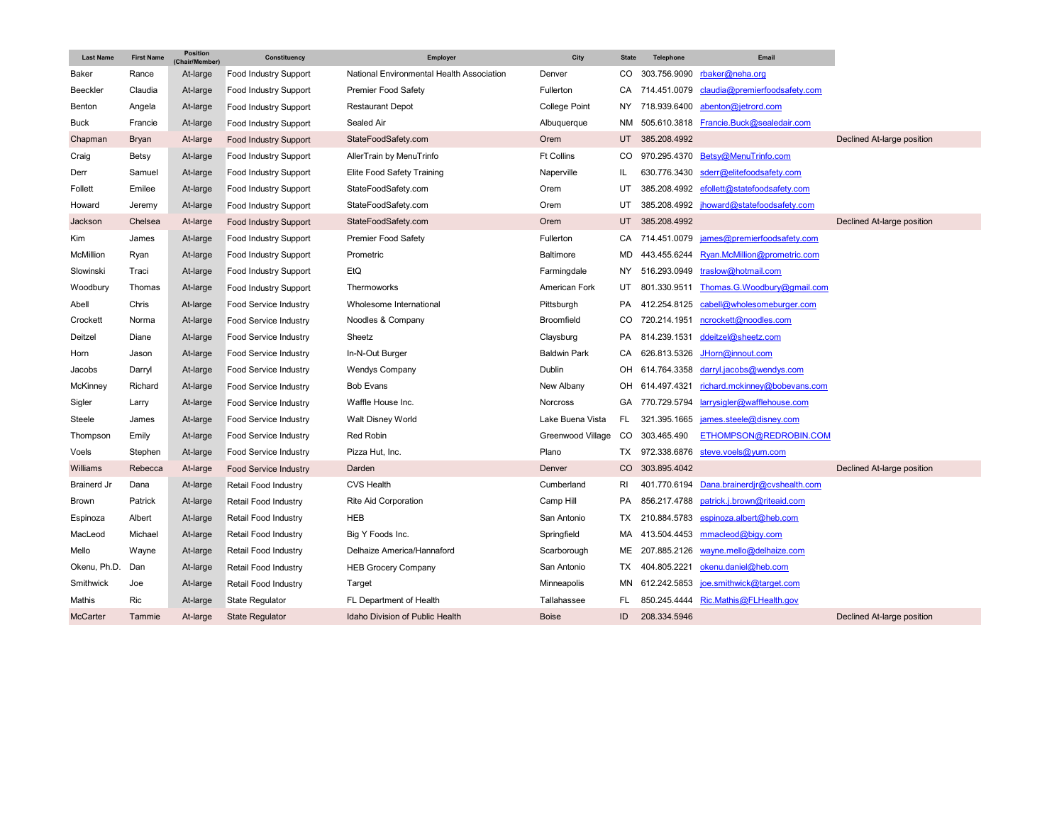| Last Name | First Name | Position (Chair/Member) | Constituency | Employer | City | State | Telephone | Email | |
|---|---|---|---|---|---|---|---|---|---|
| Baker | Rance | At-large | Food Industry Support | National Environmental Health Association | Denver | CO | 303.756.9090 | rbaker@neha.org | |
| Beeckler | Claudia | At-large | Food Industry Support | Premier Food Safety | Fullerton | CA | 714.451.0079 | claudia@premierfoodsafety.com | |
| Benton | Angela | At-large | Food Industry Support | Restaurant Depot | College Point | NY | 718.939.6400 | abenton@jetrord.com | |
| Buck | Francie | At-large | Food Industry Support | Sealed Air | Albuquerque | NM | 505.610.3818 | Francie.Buck@sealedair.com | |
| Chapman | Bryan | At-large | Food Industry Support | StateFoodSafety.com | Orem | UT | 385.208.4992 | | Declined At-large position |
| Craig | Betsy | At-large | Food Industry Support | AllerTrain by MenuTrinfo | Ft Collins | CO | 970.295.4370 | Betsy@MenuTrinfo.com | |
| Derr | Samuel | At-large | Food Industry Support | Elite Food Safety Training | Naperville | IL | 630.776.3430 | sderr@elitefoodsafety.com | |
| Follett | Emilee | At-large | Food Industry Support | StateFoodSafety.com | Orem | UT | 385.208.4992 | efollett@statefoodsafety.com | |
| Howard | Jeremy | At-large | Food Industry Support | StateFoodSafety.com | Orem | UT | 385.208.4992 | jhoward@statefoodsafety.com | |
| Jackson | Chelsea | At-large | Food Industry Support | StateFoodSafety.com | Orem | UT | 385.208.4992 | | Declined At-large position |
| Kim | James | At-large | Food Industry Support | Premier Food Safety | Fullerton | CA | 714.451.0079 | james@premierfoodsafety.com | |
| McMillion | Ryan | At-large | Food Industry Support | Prometric | Baltimore | MD | 443.455.6244 | Ryan.McMillion@prometric.com | |
| Slowinski | Traci | At-large | Food Industry Support | EtQ | Farmingdale | NY | 516.293.0949 | traslow@hotmail.com | |
| Woodbury | Thomas | At-large | Food Industry Support | Thermoworks | American Fork | UT | 801.330.9511 | Thomas.G.Woodbury@gmail.com | |
| Abell | Chris | At-large | Food Service Industry | Wholesome International | Pittsburgh | PA | 412.254.8125 | cabell@wholesomeburger.com | |
| Crockett | Norma | At-large | Food Service Industry | Noodles & Company | Broomfield | CO | 720.214.1951 | ncrockett@noodles.com | |
| Deitzel | Diane | At-large | Food Service Industry | Sheetz | Claysburg | PA | 814.239.1531 | ddeitzel@sheetz.com | |
| Horn | Jason | At-large | Food Service Industry | In-N-Out Burger | Baldwin Park | CA | 626.813.5326 | JHorn@innout.com | |
| Jacobs | Darryl | At-large | Food Service Industry | Wendys Company | Dublin | OH | 614.764.3358 | darryl.jacobs@wendys.com | |
| McKinney | Richard | At-large | Food Service Industry | Bob Evans | New Albany | OH | 614.497.4321 | richard.mckinney@bobevans.com | |
| Sigler | Larry | At-large | Food Service Industry | Waffle House Inc. | Norcross | GA | 770.729.5794 | larrysigler@wafflehouse.com | |
| Steele | James | At-large | Food Service Industry | Walt Disney World | Lake Buena Vista | FL | 321.395.1665 | james.steele@disney.com | |
| Thompson | Emily | At-large | Food Service Industry | Red Robin | Greenwood Village | CO | 303.465.490 | ETHOMPSON@REDROBIN.COM | |
| Voels | Stephen | At-large | Food Service Industry | Pizza Hut, Inc. | Plano | TX | 972.338.6876 | steve.voels@yum.com | |
| Williams | Rebecca | At-large | Food Service Industry | Darden | Denver | CO | 303.895.4042 | | Declined At-large position |
| Brainerd Jr | Dana | At-large | Retail Food Industry | CVS Health | Cumberland | RI | 401.770.6194 | Dana.brainerdjr@cvshealth.com | |
| Brown | Patrick | At-large | Retail Food Industry | Rite Aid Corporation | Camp Hill | PA | 856.217.4788 | patrick.j.brown@riteaid.com | |
| Espinoza | Albert | At-large | Retail Food Industry | HEB | San Antonio | TX | 210.884.5783 | espinoza.albert@heb.com | |
| MacLeod | Michael | At-large | Retail Food Industry | Big Y Foods Inc. | Springfield | MA | 413.504.4453 | mmacleod@bigy.com | |
| Mello | Wayne | At-large | Retail Food Industry | Delhaize America/Hannaford | Scarborough | ME | 207.885.2126 | wayne.mello@delhaize.com | |
| Okenu, Ph.D. | Dan | At-large | Retail Food Industry | HEB Grocery Company | San Antonio | TX | 404.805.2221 | okenu.daniel@heb.com | |
| Smithwick | Joe | At-large | Retail Food Industry | Target | Minneapolis | MN | 612.242.5853 | joe.smithwick@target.com | |
| Mathis | Ric | At-large | State Regulator | FL Department of Health | Tallahassee | FL | 850.245.4444 | Ric.Mathis@FLHealth.gov | |
| McCarter | Tammie | At-large | State Regulator | Idaho Division of Public Health | Boise | ID | 208.334.5946 | | Declined At-large position |